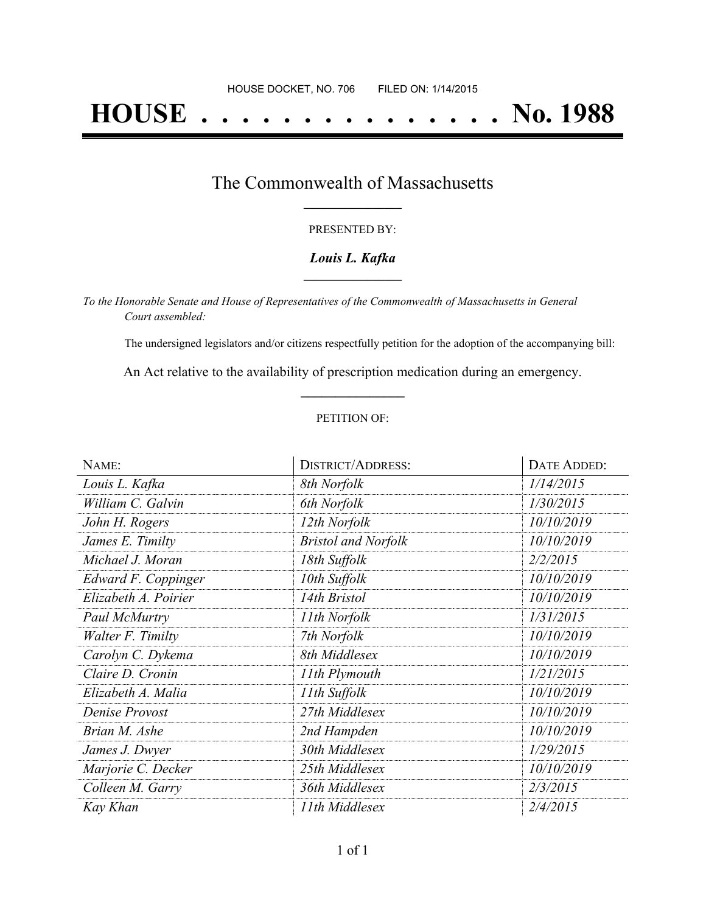HOUSE DOCKET, NO. 706        FILED ON: 1/14/2015

# HOUSE . . . . . . . . . . . . . . . No. 1988

## The Commonwealth of Massachusetts

PRESENTED BY:

***Louis L. Kafka***

*To the Honorable Senate and House of Representatives of the Commonwealth of Massachusetts in General Court assembled:*

The undersigned legislators and/or citizens respectfully petition for the adoption of the accompanying bill:

An Act relative to the availability of prescription medication during an emergency.

PETITION OF:

| NAME: | DISTRICT/ADDRESS: | DATE ADDED: |
| --- | --- | --- |
| *Louis L. Kafka* | *8th Norfolk* | *1/14/2015* |
| *William C. Galvin* | *6th Norfolk* | *1/30/2015* |
| *John H. Rogers* | *12th Norfolk* | *10/10/2019* |
| *James E. Timilty* | *Bristol and Norfolk* | *10/10/2019* |
| *Michael J. Moran* | *18th Suffolk* | *2/2/2015* |
| *Edward F. Coppinger* | *10th Suffolk* | *10/10/2019* |
| *Elizabeth A. Poirier* | *14th Bristol* | *10/10/2019* |
| *Paul McMurtry* | *11th Norfolk* | *1/31/2015* |
| *Walter F. Timilty* | *7th Norfolk* | *10/10/2019* |
| *Carolyn C. Dykema* | *8th Middlesex* | *10/10/2019* |
| *Claire D. Cronin* | *11th Plymouth* | *1/21/2015* |
| *Elizabeth A. Malia* | *11th Suffolk* | *10/10/2019* |
| *Denise Provost* | *27th Middlesex* | *10/10/2019* |
| *Brian M. Ashe* | *2nd Hampden* | *10/10/2019* |
| *James J. Dwyer* | *30th Middlesex* | *1/29/2015* |
| *Marjorie C. Decker* | *25th Middlesex* | *10/10/2019* |
| *Colleen M. Garry* | *36th Middlesex* | *2/3/2015* |
| *Kay Khan* | *11th Middlesex* | *2/4/2015* |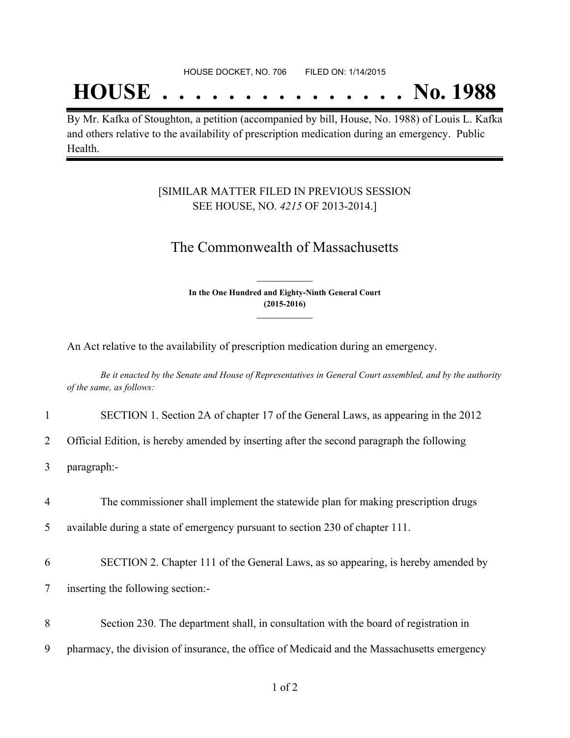HOUSE DOCKET, NO. 706        FILED ON: 1/14/2015

# HOUSE . . . . . . . . . . . . . . . No. 1988

By Mr. Kafka of Stoughton, a petition (accompanied by bill, House, No. 1988) of Louis L. Kafka and others relative to the availability of prescription medication during an emergency. Public Health.

[SIMILAR MATTER FILED IN PREVIOUS SESSION SEE HOUSE, NO. *4215* OF 2013-2014.]

## The Commonwealth of Massachusetts

**In the One Hundred and Eighty-Ninth General Court (2015-2016)**

An Act relative to the availability of prescription medication during an emergency.

*Be it enacted by the Senate and House of Representatives in General Court assembled, and by the authority of the same, as follows:*

1 SECTION 1. Section 2A of chapter 17 of the General Laws, as appearing in the 2012
2 Official Edition, is hereby amended by inserting after the second paragraph the following
3 paragraph:-

4 The commissioner shall implement the statewide plan for making prescription drugs
5 available during a state of emergency pursuant to section 230 of chapter 111.

6 SECTION 2. Chapter 111 of the General Laws, as so appearing, is hereby amended by
7 inserting the following section:-

8 Section 230. The department shall, in consultation with the board of registration in
9 pharmacy, the division of insurance, the office of Medicaid and the Massachusetts emergency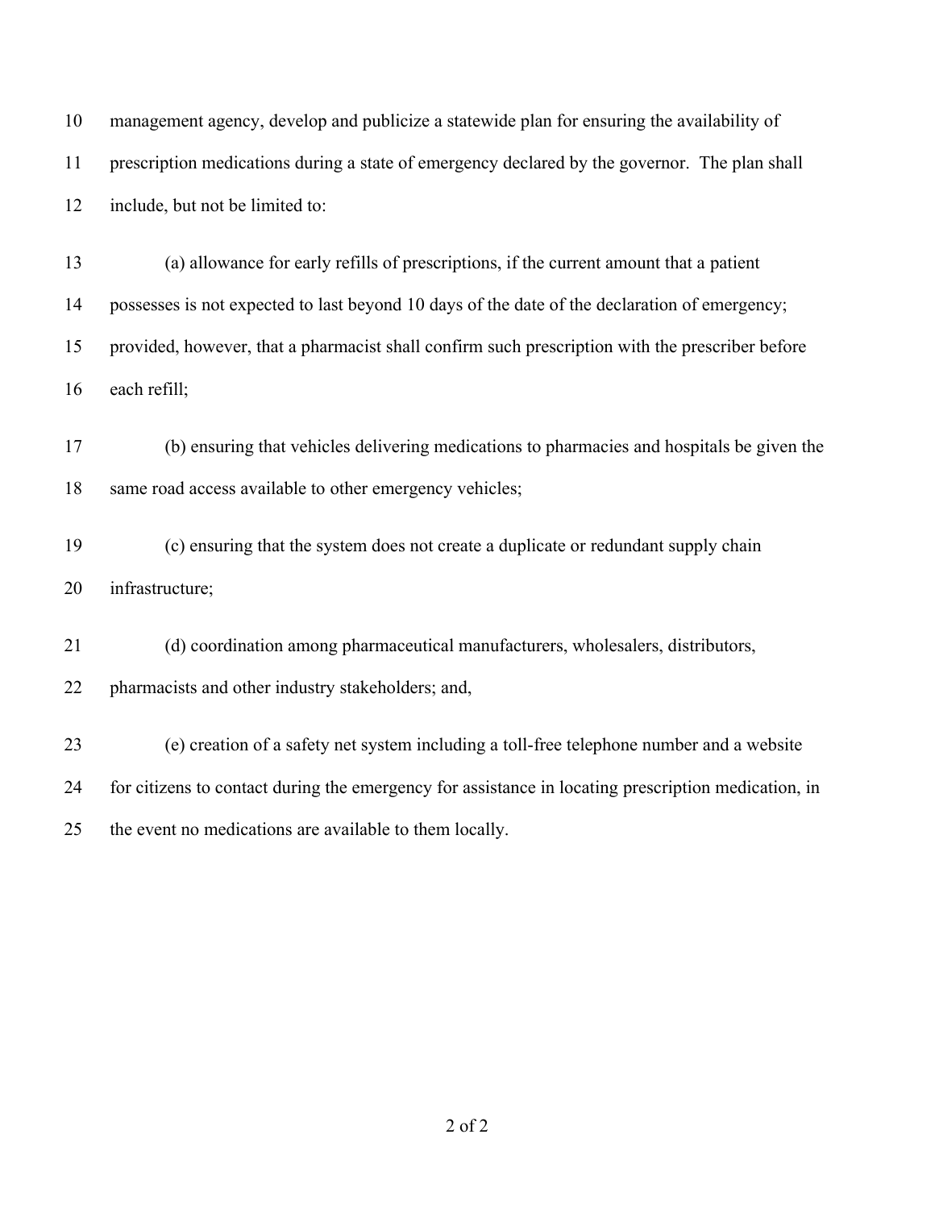management agency, develop and publicize a statewide plan for ensuring the availability of prescription medications during a state of emergency declared by the governor. The plan shall include, but not be limited to:

(a) allowance for early refills of prescriptions, if the current amount that a patient possesses is not expected to last beyond 10 days of the date of the declaration of emergency; provided, however, that a pharmacist shall confirm such prescription with the prescriber before each refill;

(b) ensuring that vehicles delivering medications to pharmacies and hospitals be given the same road access available to other emergency vehicles;

(c) ensuring that the system does not create a duplicate or redundant supply chain infrastructure;

(d) coordination among pharmaceutical manufacturers, wholesalers, distributors, pharmacists and other industry stakeholders; and,

(e) creation of a safety net system including a toll-free telephone number and a website for citizens to contact during the emergency for assistance in locating prescription medication, in the event no medications are available to them locally.